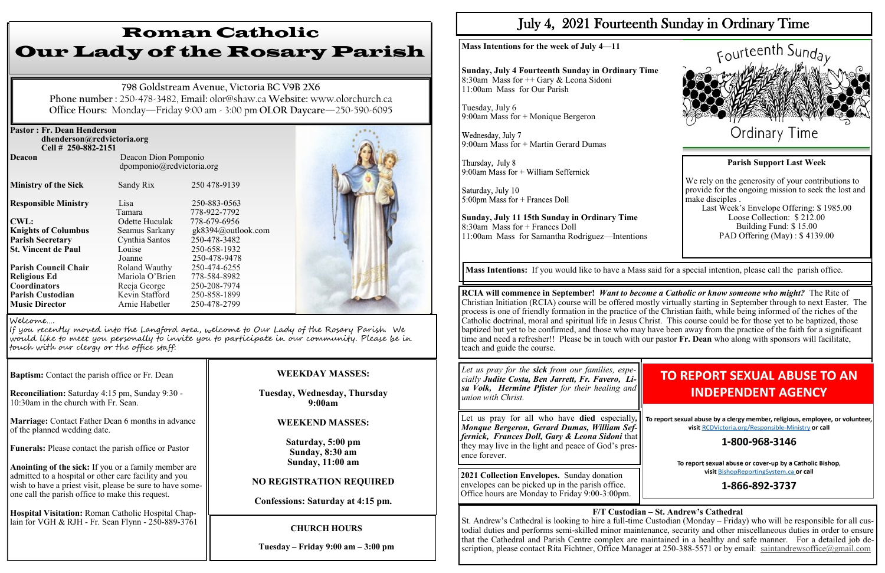# Roman Catholic Our Lady of the Rosary Parish

798 Goldstream Avenue, Victoria BC V9B 2X6
**Phone number** : 250-478-3482, **Email:** olor@shaw.ca **Website:** www.olorchurch.ca
**Office Hours:** Monday—Friday 9:00 am - 3:00 pm **OLOR Daycare**—250-590-6095

**Pastor : Fr. Dean Henderson**
**dhenderson@rcdvictoria.org**
**Cell # 250-882-2151**

| | | |
|---|---|---|
| **Deacon** | Deacon Dion Pomponio dpomponio@rcdvictoria.org | |
| **Ministry of the Sick** | Sandy Rix | 250 478-9139 |
| **Responsible Ministry** | Lisa | 250-883-0563 |
| | Tamara | 778-922-7792 |
| **CWL:** | Odette Huculak | 778-679-6956 |
| **Knights of Columbus** | Seamus Sarkany | gk8394@outlook.com |
| **Parish Secretary** | Cynthia Santos | 250-478-3482 |
| **St. Vincent de Paul** | Louise | 250-658-1932 |
| | Joanne | 250-478-9478 |
| **Parish Council Chair** | Roland Wauthy | 250-474-6255 |
| **Religious Ed Coordinators** | Mariola O'Brien | 778-584-8982 |
| | Reeja George | 250-208-7974 |
| **Parish Custodian** | Kevin Stafford | 250-858-1899 |
| **Music Director** | Arnie Habetler | 250-478-2799 |

Welcome….
If you recently moved into the Langford area, welcome to Our Lady of the Rosary Parish. We would like to meet you personally to invite you to participate in our community. Please be in touch with our clergy or the office staff.

**Baptism:** Contact the parish office or Fr. Dean

**Reconciliation:** Saturday 4:15 pm, Sunday 9:30 - 10:30am in the church with Fr. Sean.

**Marriage:** Contact Father Dean 6 months in advance of the planned wedding date.

**Funerals:** Please contact the parish office or Pastor

**Anointing of the sick:** If you or a family member are admitted to a hospital or other care facility and you wish to have a priest visit, please be sure to have someone call the parish office to make this request.

**Hospital Visitation:** Roman Catholic Hospital Chaplain for VGH & RJH - Fr. Sean Flynn - 250-889-3761

**WEEKDAY MASSES:**

**Tuesday, Wednesday, Thursday 9:00am**

**WEEKEND MASSES:**

**Saturday, 5:00 pm**
**Sunday, 8:30 am**
**Sunday, 11:00 am**

**NO REGISTRATION REQUIRED**

**Confessions: Saturday at 4:15 pm.**

**CHURCH HOURS**

**Tuesday – Friday 9:00 am – 3:00 pm**

# July 4, 2021 Fourteenth Sunday in Ordinary Time

**Mass Intentions for the week of July 4—11**

**Sunday, July 4 Fourteenth Sunday in Ordinary Time**
8:30am Mass for ++ Gary & Leona Sidoni
11:00am Mass for Our Parish

Tuesday, July 6
9:00am Mass for + Monique Bergeron

Wednesday, July 7
9:00am Mass for + Martin Gerard Dumas

Thursday, July 8
9:00am Mass for + William Seffernick

Saturday, July 10
5:00pm Mass for + Frances Doll

**Sunday, July 11 15th Sunday in Ordinary Time**
8:30am Mass for + Frances Doll
11:00am Mass for Samantha Rodriguez—Intentions

Fourteenth Sunday Ordinary Time

**Parish Support Last Week**

We rely on the generosity of your contributions to provide for the ongoing mission to seek the lost and make disciples .
Last Week's Envelope Offering: $ 1985.00
Loose Collection: $ 212.00
Building Fund: $ 15.00
PAD Offering (May) : $ 4139.00

**Mass Intentions:** If you would like to have a Mass said for a special intention, please call the parish office.

**RCIA will commence in September!** ***Want to become a Catholic or know someone who might?*** The Rite of Christian Initiation (RCIA) course will be offered mostly virtually starting in September through to next Easter. The process is one of friendly formation in the practice of the Christian faith, while being informed of the riches of the Catholic doctrinal, moral and spiritual life in Jesus Christ. This course could be for those yet to be baptized, those baptized but yet to be confirmed, and those who may have been away from the practice of the faith for a significant time and need a refresher!! Please be in touch with our pastor **Fr. Dean** who along with sponsors will facilitate, teach and guide the course.

*Let us pray for the **sick** from our families, especially **Judite Costa, Ben Jarrett, Fr. Favero, Lisa Volk, Hermine Pfister** for their healing and union with Christ.*

Let us pray for all who have **died** especially, ***Monque Bergeron, Gerard Dumas, William Seffernick, Frances Doll, Gary & Leona Sidoni*** that they may live in the light and peace of God's presence forever.

**2021 Collection Envelopes.** Sunday donation envelopes can be picked up in the parish office. Office hours are Monday to Friday 9:00-3:00pm.

## TO REPORT SEXUAL ABUSE TO AN INDEPENDENT AGENCY

**To report sexual abuse by a clergy member, religious, employee, or volunteer, visit RCDVictoria.org/Responsible-Ministry or call**

**1-800-968-3146**

**To report sexual abuse or cover-up by a Catholic Bishop, visit BishopReportingSystem.ca or call**

**1-866-892-3737**

**F/T Custodian – St. Andrew's Cathedral**

St. Andrew's Cathedral is looking to hire a full-time Custodian (Monday – Friday) who will be responsible for all custodial duties and performs semi-skilled minor maintenance, security and other miscellaneous duties in order to ensure that the Cathedral and Parish Centre complex are maintained in a healthy and safe manner. For a detailed job description, please contact Rita Fichtner, Office Manager at 250-388-5571 or by email: saintandrewsoffice@gmail.com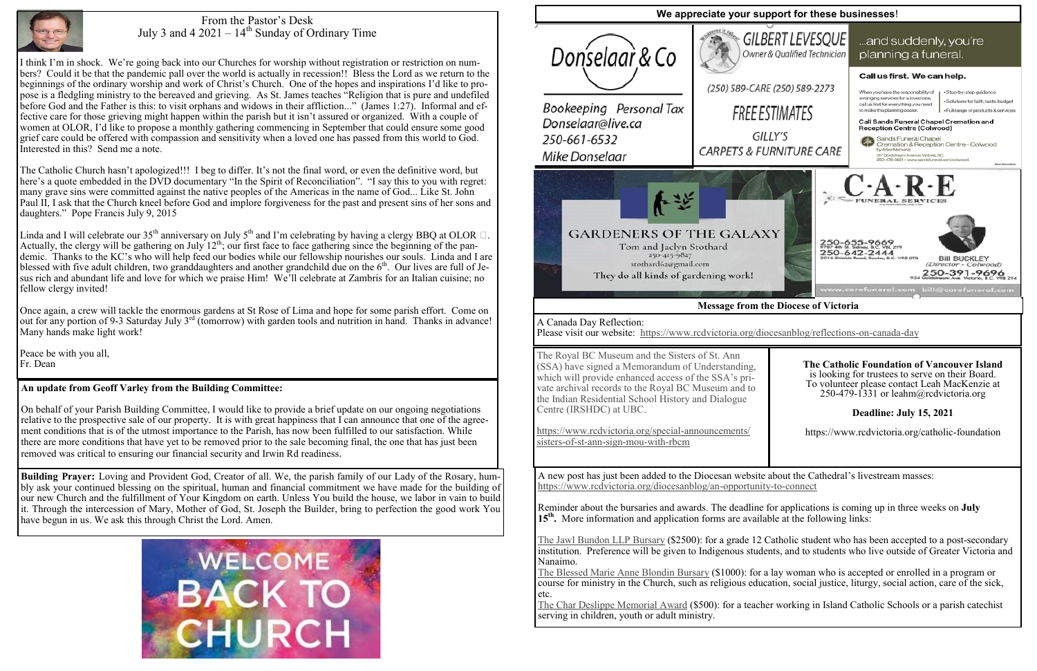From the Pastor's Desk
July 3 and 4 2021 – 14th Sunday of Ordinary Time

I think I'm in shock. We're going back into our Churches for worship without registration or restriction on numbers? Could it be that the pandemic pall over the world is actually in recession!! Bless the Lord as we return to the beginnings of the ordinary worship and work of Christ's Church. One of the hopes and inspirations I'd like to propose is a fledgling ministry to the bereaved and grieving. As St. James teaches "Religion that is pure and undefiled before God and the Father is this: to visit orphans and widows in their affliction..." (James 1:27). Informal and effective care for those grieving might happen within the parish but it isn't assured or organized. With a couple of women at OLOR, I'd like to propose a monthly gathering commencing in September that could ensure some good grief care could be offered with compassion and sensitivity when a loved one has passed from this world to God. Interested in this? Send me a note.

The Catholic Church hasn't apologized!!! I beg to differ. It's not the final word, or even the definitive word, but here's a quote embedded in the DVD documentary "In the Spirit of Reconciliation". "I say this to you with regret: many grave sins were committed against the native peoples of the Americas in the name of God... Like St. John Paul II, I ask that the Church kneel before God and implore forgiveness for the past and present sins of her sons and daughters." Pope Francis July 9, 2015

Linda and I will celebrate our 35th anniversary on July 5th and I'm celebrating by having a clergy BBQ at OLOR . Actually, the clergy will be gathering on July 12th; our first face to face gathering since the beginning of the pandemic. Thanks to the KC's who will help feed our bodies while our fellowship nourishes our souls. Linda and I are blessed with five adult children, two granddaughters and another grandchild due on the 6th. Our lives are full of Jesus rich and abundant life and love for which we praise Him! We'll celebrate at Zambris for an Italian cuisine; no fellow clergy invited!

Once again, a crew will tackle the enormous gardens at St Rose of Lima and hope for some parish effort. Come on out for any portion of 9-3 Saturday July 3rd (tomorrow) with garden tools and nutrition in hand. Thanks in advance! Many hands make light work!

Peace be with you all,
Fr. Dean

**An update from Geoff Varley from the Building Committee:**

On behalf of your Parish Building Committee, I would like to provide a brief update on our ongoing negotiations relative to the prospective sale of our property. It is with great happiness that I can announce that one of the agreement conditions that is of the utmost importance to the Parish, has now been fulfilled to our satisfaction. While there are more conditions that have yet to be removed prior to the sale becoming final, the one that has just been removed was critical to ensuring our financial security and Irwin Rd readiness.

**Building Prayer:** Loving and Provident God, Creator of all. We, the parish family of our Lady of the Rosary, humbly ask your continued blessing on the spiritual, human and financial commitment we have made for the building of our new Church and the fulfillment of Your Kingdom on earth. Unless You build the house, we labor in vain to build it. Through the intercession of Mary, Mother of God, St. Joseph the Builder, bring to perfection the good work You have begun in us. We ask this through Christ the Lord. Amen.

WELCOME BACK TO CHURCH

**We appreciate your support for these businesses!**

Donselaar & Co
Bookeeping Personal Tax
Donselaar@live.ca
250-661-6532
Mike Donselaar

GILBERT LEVESQUE
Owner & Qualified Technician
(250) 589-CARE (250) 589-2273
FREE ESTIMATES
GILLY'S
CARPETS & FURNITURE CARE

...and suddenly, you're planning a funeral.
Call us first. We can help.
When you have the responsibility of arranging services for a loved one, call us first for everything you need to make the planning easier.
• Step-by-step guidance
• Solutions for faith, taste, budget
• Full range of products & services
Call Sands Funeral Chapel Cremation and Reception Centre (Colwood)
Sands Funeral Chapel Cremation & Reception Centre - Colwood by Arbor Memorial

GARDENERS OF THE GALAXY
Tom and Jaclyn Stothard
250-415-9827
stothard62@gmail.com
They do all kinds of gardening work!

C·A·R·E FUNERAL SERVICES
250-655-9669
250-642-2444
Bill BUCKLEY (Director - Colwood)
250-391-9696
www.carefuneral.com bill@carefuneral.com

**Message from the Diocese of Victoria**

A Canada Day Reflection:
Please visit our website: https://www.rcdvictoria.org/diocesanblog/reflections-on-canada-day

The Royal BC Museum and the Sisters of St. Ann (SSA) have signed a Memorandum of Understanding, which will provide enhanced access of the SSA's private archival records to the Royal BC Museum and to the Indian Residential School History and Dialogue Centre (IRSHDC) at UBC.

https://www.rcdvictoria.org/special-announcements/sisters-of-st-ann-sign-mou-with-rbcm

**The Catholic Foundation of Vancouver Island** is looking for trustees to serve on their Board. To volunteer please contact Leah MacKenzie at 250-479-1331 or leahm@rcdvictoria.org

**Deadline: July 15, 2021**

https://www.rcdvictoria.org/catholic-foundation

A new post has just been added to the Diocesan website about the Cathedral's livestream masses: https://www.rcdvictoria.org/diocesanblog/an-opportunity-to-connect

Reminder about the bursaries and awards. The deadline for applications is coming up in three weeks on **July 15th.** More information and application forms are available at the following links:

The Jawl Bundon LLP Bursary ($2500): for a grade 12 Catholic student who has been accepted to a post-secondary institution. Preference will be given to Indigenous students, and to students who live outside of Greater Victoria and Nanaimo.

The Blessed Marie Anne Blondin Bursary ($1000): for a lay woman who is accepted or enrolled in a program or course for ministry in the Church, such as religious education, social justice, liturgy, social action, care of the sick, etc.

The Char Deslippe Memorial Award ($500): for a teacher working in Island Catholic Schools or a parish catechist serving in children, youth or adult ministry.